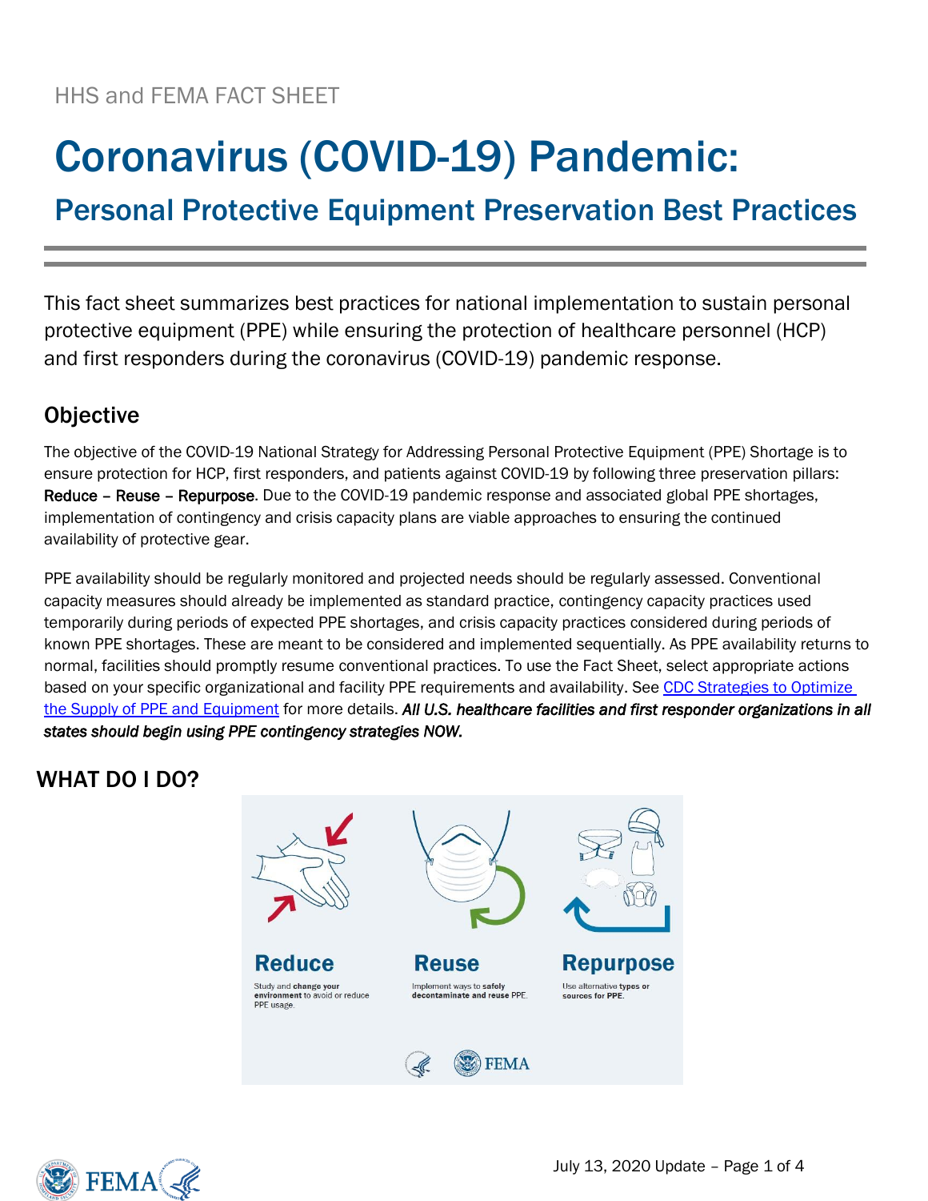HHS and FEMA FACT SHEET

# Coronavirus (COVID-19) Pandemic:

## Personal Protective Equipment Preservation Best Practices

This fact sheet summarizes best practices for national implementation to sustain personal protective equipment (PPE) while ensuring the protection of healthcare personnel (HCP) and first responders during the coronavirus (COVID-19) pandemic response.

## Objective

The objective of the COVID-19 National Strategy for Addressing Personal Protective Equipment (PPE) Shortage is to ensure protection for HCP, first responders, and patients against COVID-19 by following three preservation pillars: **Reduce – Reuse – Repurpose**. Due to the COVID-19 pandemic response and associated global PPE shortages, implementation of contingency and crisis capacity plans are viable approaches to ensuring the continued availability of protective gear.

PPE availability should be regularly monitored and projected needs should be regularly assessed. Conventional capacity measures should already be implemented as standard practice, contingency capacity practices used temporarily during periods of expected PPE shortages, and crisis capacity practices considered during periods of known PPE shortages. These are meant to be considered and implemented sequentially. As PPE availability returns to normal, facilities should promptly resume conventional practices. To use the Fact Sheet, select appropriate actions based on your specific organizational and facility PPE requirements and availability. See [CDC Strategies to Optimize the Supply of PPE and Equipment] for more details. ***All U.S. healthcare facilities and first responder organizations in all states should begin using PPE contingency strategies NOW.***

## WHAT DO I DO?

**Reduce**
Study and **change your environment** to avoid or reduce PPE usage.

**Reuse**
Implement ways to **safely decontaminate and reuse** PPE.

**Repurpose**
Use alternative **types or sources for PPE**.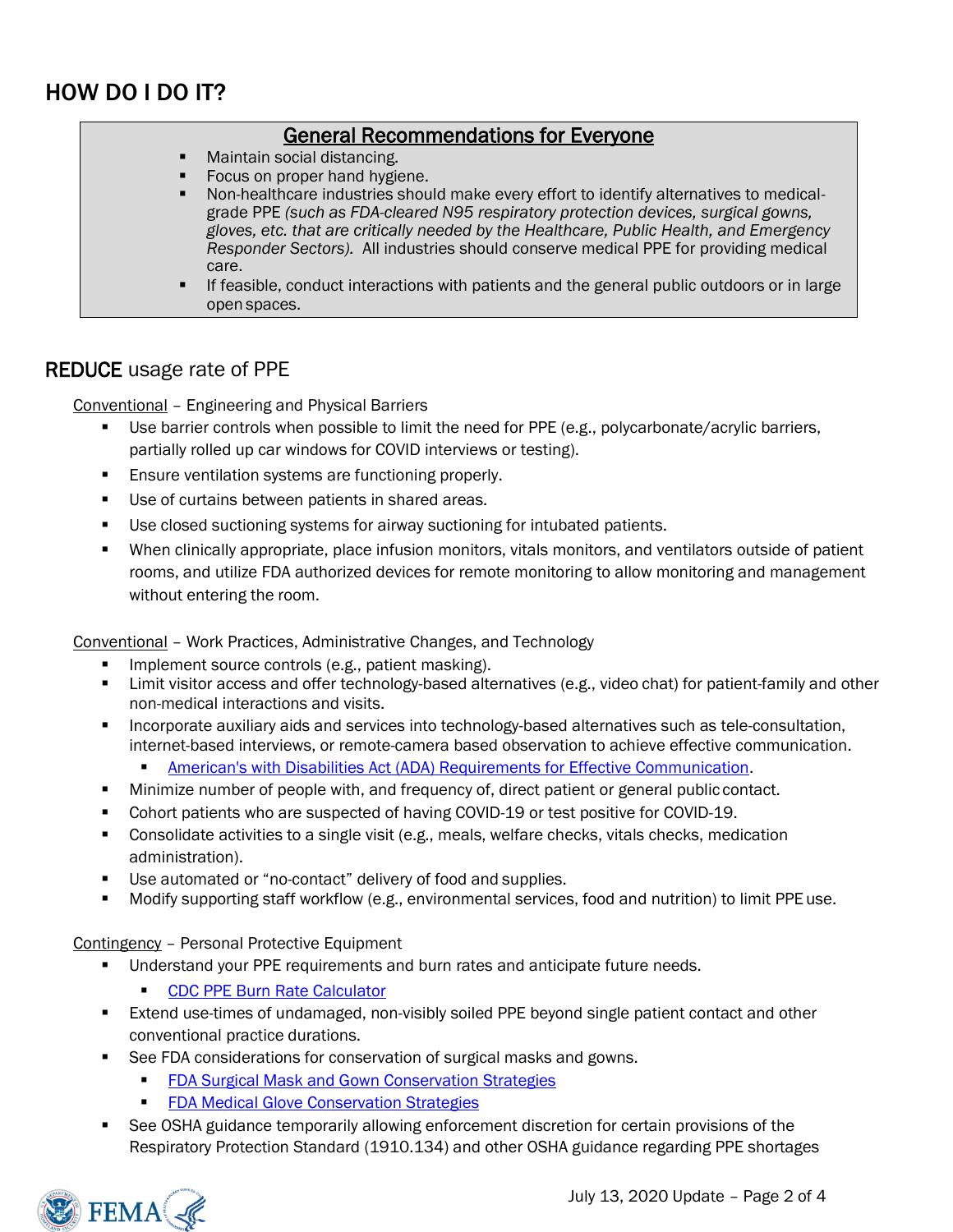## HOW DO I DO IT?

**General Recommendations for Everyone**

- Maintain social distancing.
- Focus on proper hand hygiene.
- Non-healthcare industries should make every effort to identify alternatives to medical-grade PPE *(such as FDA-cleared N95 respiratory protection devices, surgical gowns, gloves, etc. that are critically needed by the Healthcare, Public Health, and Emergency Responder Sectors).* All industries should conserve medical PPE for providing medical care.
- If feasible, conduct interactions with patients and the general public outdoors or in large open spaces.

### **REDUCE** usage rate of PPE

Conventional – Engineering and Physical Barriers

- Use barrier controls when possible to limit the need for PPE (e.g., polycarbonate/acrylic barriers, partially rolled up car windows for COVID interviews or testing).
- Ensure ventilation systems are functioning properly.
- Use of curtains between patients in shared areas.
- Use closed suctioning systems for airway suctioning for intubated patients.
- When clinically appropriate, place infusion monitors, vitals monitors, and ventilators outside of patient rooms, and utilize FDA authorized devices for remote monitoring to allow monitoring and management without entering the room.

Conventional – Work Practices, Administrative Changes, and Technology

- Implement source controls (e.g., patient masking).
- Limit visitor access and offer technology-based alternatives (e.g., video chat) for patient-family and other non-medical interactions and visits.
- Incorporate auxiliary aids and services into technology-based alternatives such as tele-consultation, internet-based interviews, or remote-camera based observation to achieve effective communication.
  - American's with Disabilities Act (ADA) Requirements for Effective Communication.
- Minimize number of people with, and frequency of, direct patient or general public contact.
- Cohort patients who are suspected of having COVID-19 or test positive for COVID-19.
- Consolidate activities to a single visit (e.g., meals, welfare checks, vitals checks, medication administration).
- Use automated or "no-contact" delivery of food and supplies.
- Modify supporting staff workflow (e.g., environmental services, food and nutrition) to limit PPE use.

Contingency – Personal Protective Equipment

- Understand your PPE requirements and burn rates and anticipate future needs.
  - CDC PPE Burn Rate Calculator
- Extend use-times of undamaged, non-visibly soiled PPE beyond single patient contact and other conventional practice durations.
- See FDA considerations for conservation of surgical masks and gowns.
  - FDA Surgical Mask and Gown Conservation Strategies
  - FDA Medical Glove Conservation Strategies
- See OSHA guidance temporarily allowing enforcement discretion for certain provisions of the Respiratory Protection Standard (1910.134) and other OSHA guidance regarding PPE shortages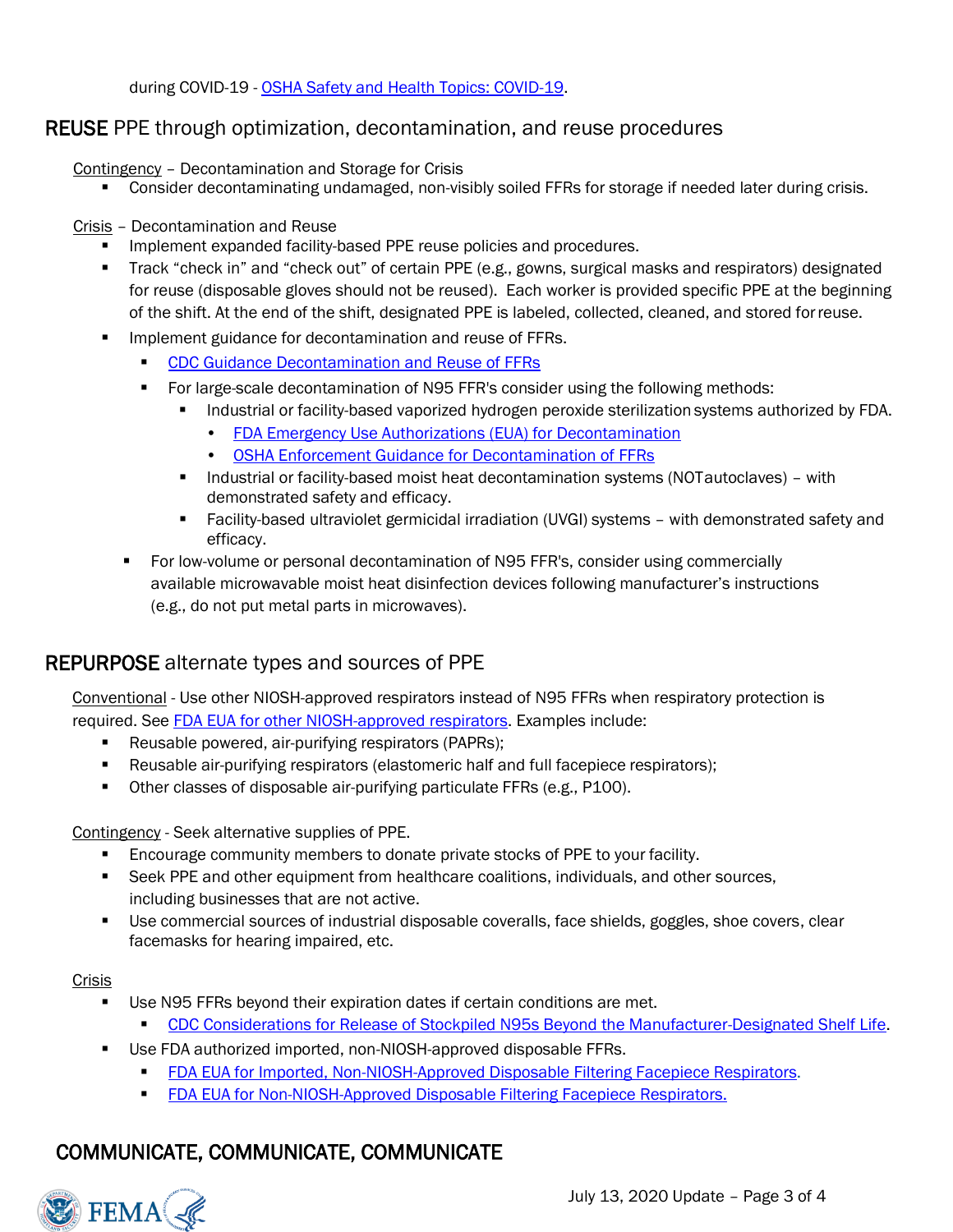during COVID-19 - OSHA Safety and Health Topics: COVID-19.

## REUSE PPE through optimization, decontamination, and reuse procedures

Contingency – Decontamination and Storage for Crisis

- Consider decontaminating undamaged, non-visibly soiled FFRs for storage if needed later during crisis.

Crisis – Decontamination and Reuse

- Implement expanded facility-based PPE reuse policies and procedures.
- Track "check in" and "check out" of certain PPE (e.g., gowns, surgical masks and respirators) designated for reuse (disposable gloves should not be reused). Each worker is provided specific PPE at the beginning of the shift. At the end of the shift, designated PPE is labeled, collected, cleaned, and stored for reuse.
- Implement guidance for decontamination and reuse of FFRs.
  - CDC Guidance Decontamination and Reuse of FFRs
  - For large-scale decontamination of N95 FFR's consider using the following methods:
    - Industrial or facility-based vaporized hydrogen peroxide sterilization systems authorized by FDA.
      - FDA Emergency Use Authorizations (EUA) for Decontamination
      - OSHA Enforcement Guidance for Decontamination of FFRs
    - Industrial or facility-based moist heat decontamination systems (NOT autoclaves) – with demonstrated safety and efficacy.
    - Facility-based ultraviolet germicidal irradiation (UVGI) systems – with demonstrated safety and efficacy.
- For low-volume or personal decontamination of N95 FFR's, consider using commercially available microwavable moist heat disinfection devices following manufacturer's instructions (e.g., do not put metal parts in microwaves).

## REPURPOSE alternate types and sources of PPE

Conventional - Use other NIOSH-approved respirators instead of N95 FFRs when respiratory protection is required. See FDA EUA for other NIOSH-approved respirators. Examples include:

- Reusable powered, air-purifying respirators (PAPRs);
- Reusable air-purifying respirators (elastomeric half and full facepiece respirators);
- Other classes of disposable air-purifying particulate FFRs (e.g., P100).

Contingency - Seek alternative supplies of PPE.

- Encourage community members to donate private stocks of PPE to your facility.
- Seek PPE and other equipment from healthcare coalitions, individuals, and other sources, including businesses that are not active.
- Use commercial sources of industrial disposable coveralls, face shields, goggles, shoe covers, clear facemasks for hearing impaired, etc.

Crisis

- Use N95 FFRs beyond their expiration dates if certain conditions are met.
  - CDC Considerations for Release of Stockpiled N95s Beyond the Manufacturer-Designated Shelf Life.
- Use FDA authorized imported, non-NIOSH-approved disposable FFRs.
  - FDA EUA for Imported, Non-NIOSH-Approved Disposable Filtering Facepiece Respirators.
  - FDA EUA for Non-NIOSH-Approved Disposable Filtering Facepiece Respirators.

## COMMUNICATE, COMMUNICATE, COMMUNICATE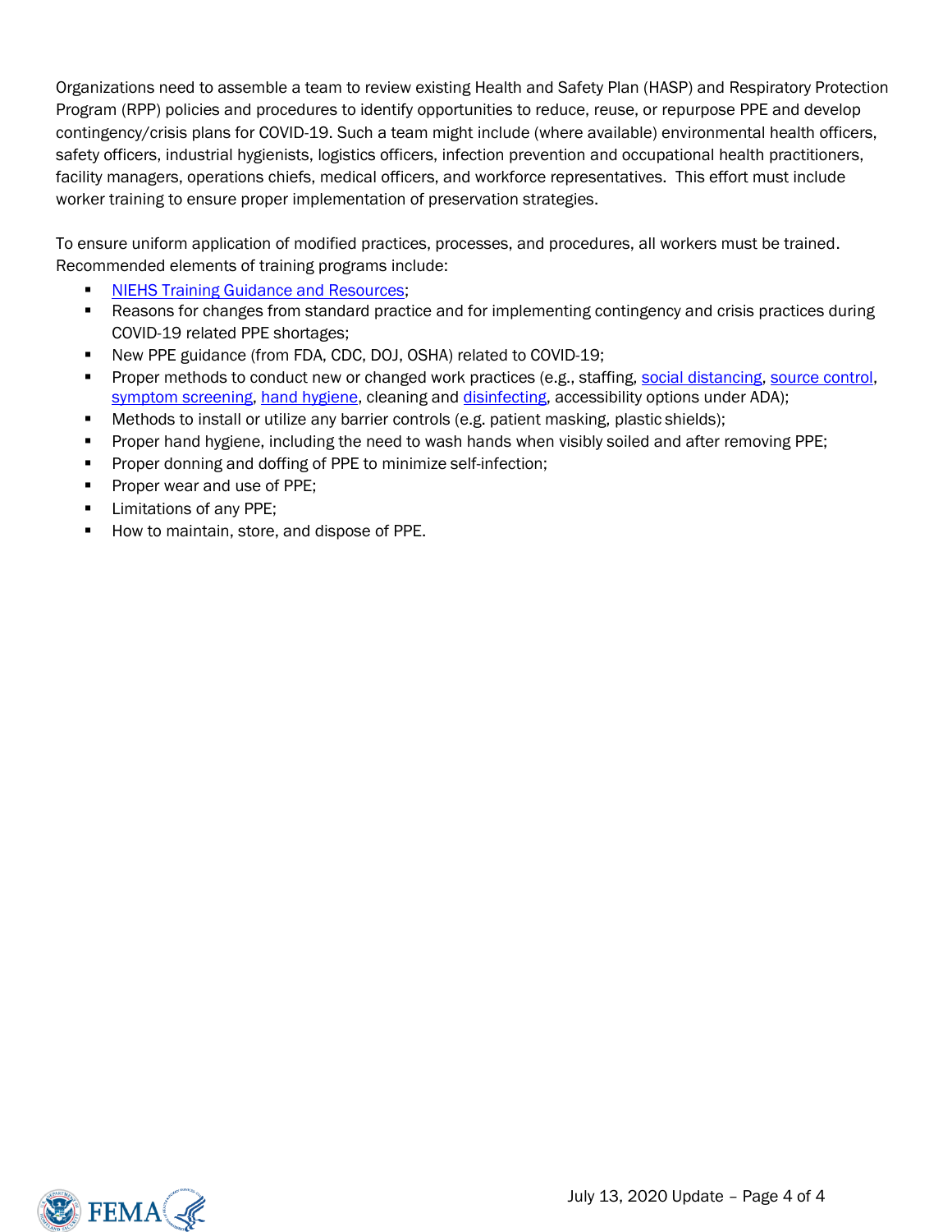Organizations need to assemble a team to review existing Health and Safety Plan (HASP) and Respiratory Protection Program (RPP) policies and procedures to identify opportunities to reduce, reuse, or repurpose PPE and develop contingency/crisis plans for COVID-19. Such a team might include (where available) environmental health officers, safety officers, industrial hygienists, logistics officers, infection prevention and occupational health practitioners, facility managers, operations chiefs, medical officers, and workforce representatives. This effort must include worker training to ensure proper implementation of preservation strategies.

To ensure uniform application of modified practices, processes, and procedures, all workers must be trained. Recommended elements of training programs include:

- NIEHS Training Guidance and Resources;
- Reasons for changes from standard practice and for implementing contingency and crisis practices during COVID-19 related PPE shortages;
- New PPE guidance (from FDA, CDC, DOJ, OSHA) related to COVID-19;
- Proper methods to conduct new or changed work practices (e.g., staffing, social distancing, source control, symptom screening, hand hygiene, cleaning and disinfecting, accessibility options under ADA);
- Methods to install or utilize any barrier controls (e.g. patient masking, plastic shields);
- Proper hand hygiene, including the need to wash hands when visibly soiled and after removing PPE;
- Proper donning and doffing of PPE to minimize self-infection;
- Proper wear and use of PPE;
- Limitations of any PPE;
- How to maintain, store, and dispose of PPE.